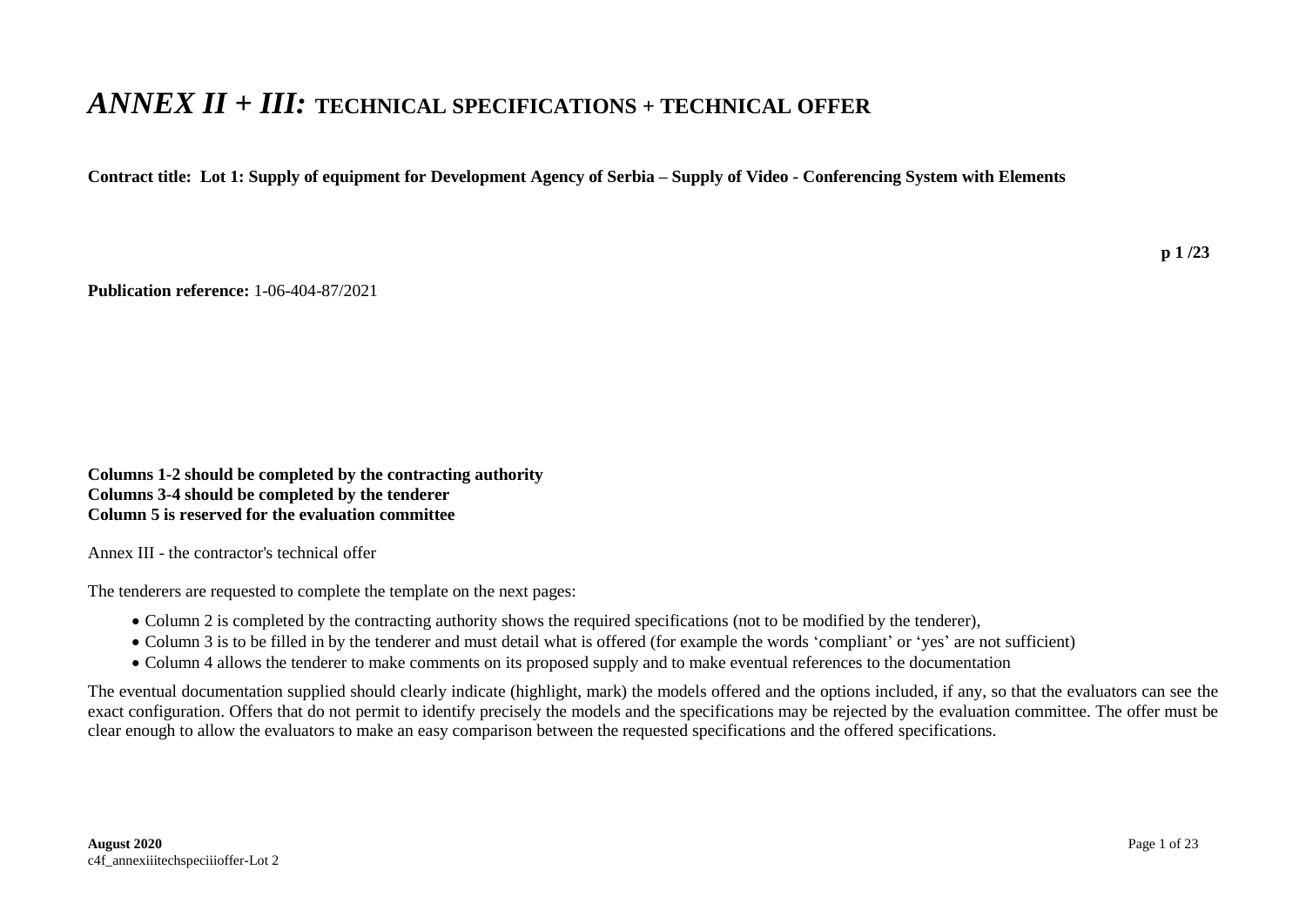# *ANNEX II + III:* TECHNICAL SPECIFICATIONS + TECHNICAL OFFER

**Contract title: Lot 1: Supply of equipment for Development Agency of Serbia – Supply of Video - Conferencing System with Elements**

**p 1 /23**

**Publication reference:** 1-06-404-87/2021

**Columns 1-2 should be completed by the contracting authority**
**Columns 3-4 should be completed by the tenderer**
**Column 5 is reserved for the evaluation committee**

Annex III - the contractor's technical offer

The tenderers are requested to complete the template on the next pages:

- Column 2 is completed by the contracting authority shows the required specifications (not to be modified by the tenderer),
- Column 3 is to be filled in by the tenderer and must detail what is offered (for example the words 'compliant' or 'yes' are not sufficient)
- Column 4 allows the tenderer to make comments on its proposed supply and to make eventual references to the documentation

The eventual documentation supplied should clearly indicate (highlight, mark) the models offered and the options included, if any, so that the evaluators can see the exact configuration. Offers that do not permit to identify precisely the models and the specifications may be rejected by the evaluation committee. The offer must be clear enough to allow the evaluators to make an easy comparison between the requested specifications and the offered specifications.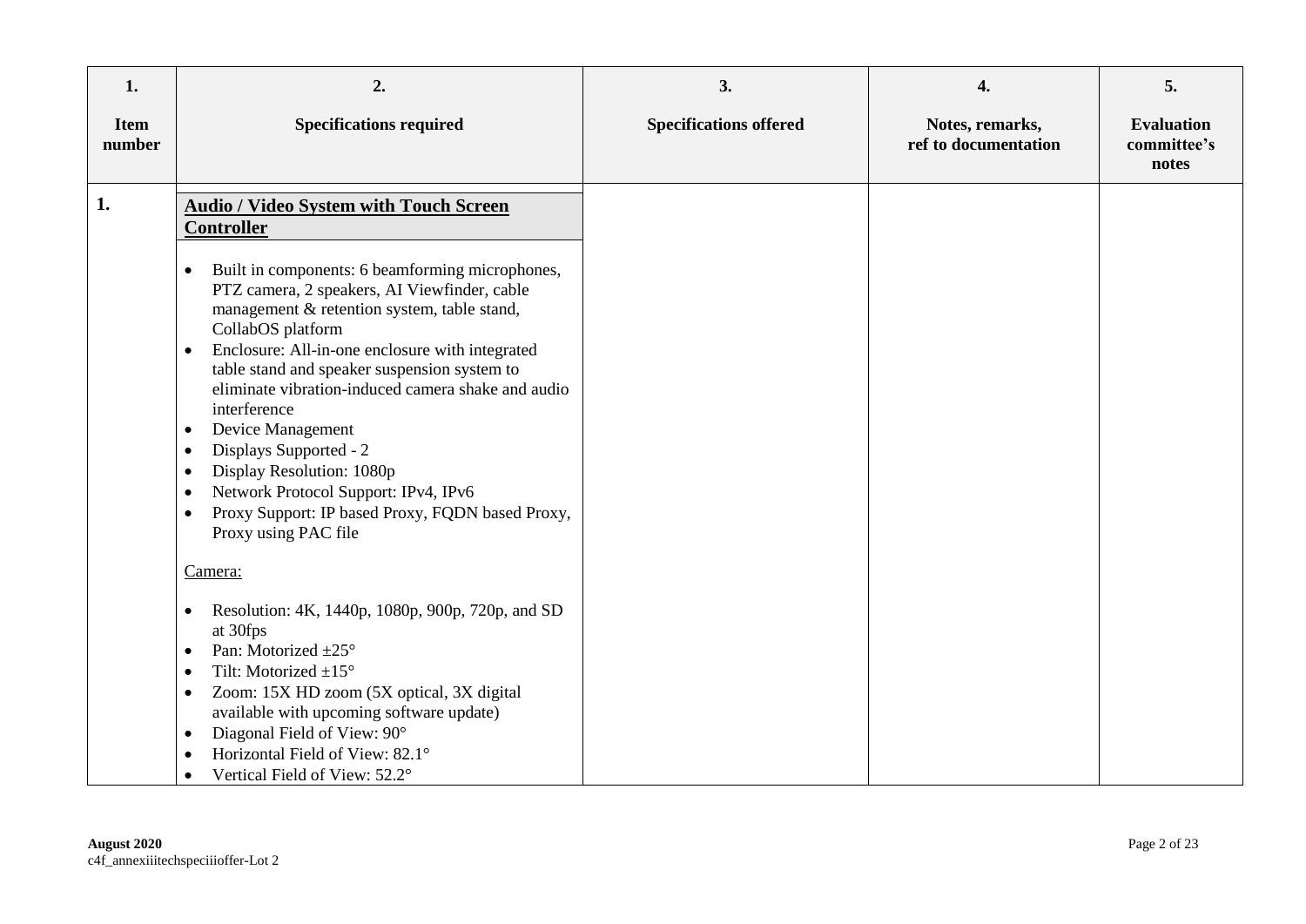| 1. Item number | 2. Specifications required | 3. Specifications offered | 4. Notes, remarks, ref to documentation | 5. Evaluation committee's notes |
|---|---|---|---|---|
| 1. | **Audio / Video System with Touch Screen Controller**<br><br>• Built in components: 6 beamforming microphones, PTZ camera, 2 speakers, AI Viewfinder, cable management & retention system, table stand, CollabOS platform<br>• Enclosure: All-in-one enclosure with integrated table stand and speaker suspension system to eliminate vibration-induced camera shake and audio interference<br>• Device Management<br>• Displays Supported - 2<br>• Display Resolution: 1080p<br>• Network Protocol Support: IPv4, IPv6<br>• Proxy Support: IP based Proxy, FQDN based Proxy, Proxy using PAC file<br><br>Camera:<br><br>• Resolution: 4K, 1440p, 1080p, 900p, 720p, and SD at 30fps<br>• Pan: Motorized ±25°<br>• Tilt: Motorized ±15°<br>• Zoom: 15X HD zoom (5X optical, 3X digital available with upcoming software update)<br>• Diagonal Field of View: 90°<br>• Horizontal Field of View: 82.1°<br>• Vertical Field of View: 52.2° | | | |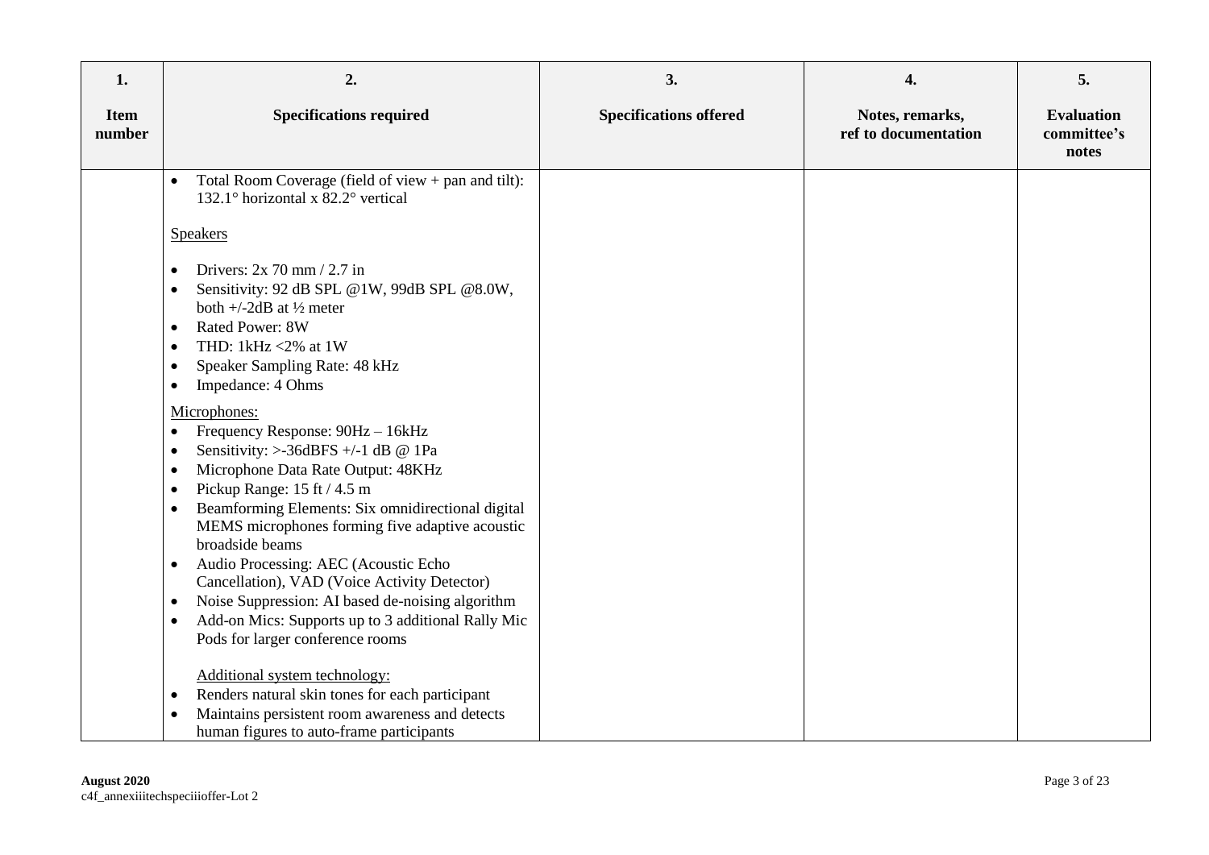| 1.<br><br>**Item number** | 2.<br><br>**Specifications required** | 3.<br><br>**Specifications offered** | 4.<br><br>**Notes, remarks, ref to documentation** | 5.<br><br>**Evaluation committee's notes** |
|---|---|---|---|---|
| | • Total Room Coverage (field of view + pan and tilt): 132.1° horizontal x 82.2° vertical<br><br>Speakers<br><br>• Drivers: 2x 70 mm / 2.7 in<br>• Sensitivity: 92 dB SPL @1W, 99dB SPL @8.0W, both +/-2dB at ½ meter<br>• Rated Power: 8W<br>• THD: 1kHz <2% at 1W<br>• Speaker Sampling Rate: 48 kHz<br>• Impedance: 4 Ohms<br><br>Microphones:<br>• Frequency Response: 90Hz – 16kHz<br>• Sensitivity: >-36dBFS +/-1 dB @ 1Pa<br>• Microphone Data Rate Output: 48KHz<br>• Pickup Range: 15 ft / 4.5 m<br>• Beamforming Elements: Six omnidirectional digital MEMS microphones forming five adaptive acoustic broadside beams<br>• Audio Processing: AEC (Acoustic Echo Cancellation), VAD (Voice Activity Detector)<br>• Noise Suppression: AI based de-noising algorithm<br>• Add-on Mics: Supports up to 3 additional Rally Mic Pods for larger conference rooms<br><br>Additional system technology:<br>• Renders natural skin tones for each participant<br>• Maintains persistent room awareness and detects human figures to auto-frame participants | | | |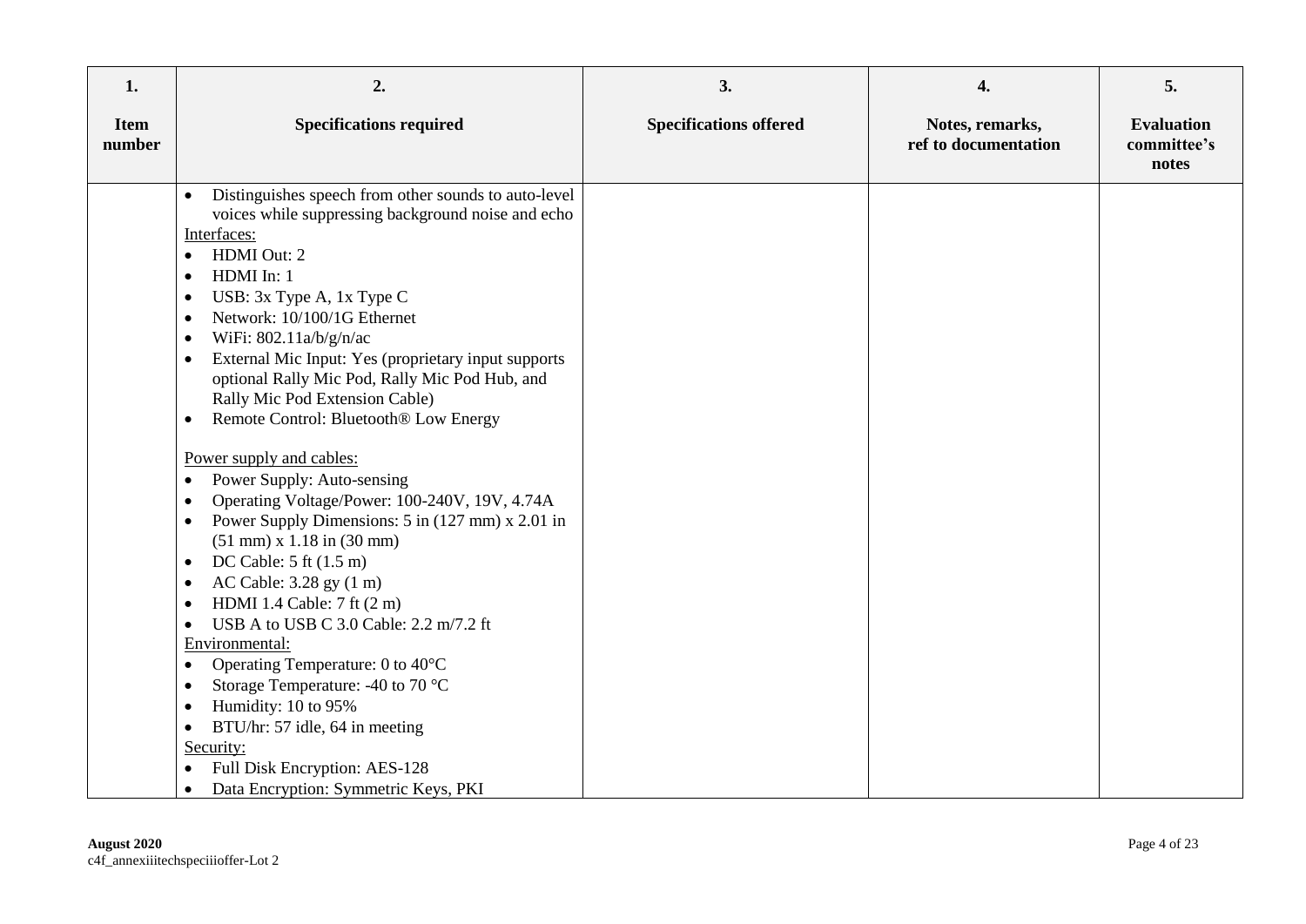| 1.<br><br>Item number | 2.<br><br>Specifications required | 3.<br><br>Specifications offered | 4.<br><br>Notes, remarks, ref to documentation | 5.<br><br>Evaluation committee's notes |
|---|---|---|---|---|
| | • Distinguishes speech from other sounds to auto-level voices while suppressing background noise and echo<br>Interfaces:<br>• HDMI Out: 2<br>• HDMI In: 1<br>• USB: 3x Type A, 1x Type C<br>• Network: 10/100/1G Ethernet<br>• WiFi: 802.11a/b/g/n/ac<br>• External Mic Input: Yes (proprietary input supports optional Rally Mic Pod, Rally Mic Pod Hub, and Rally Mic Pod Extension Cable)<br>• Remote Control: Bluetooth® Low Energy<br><br>Power supply and cables:<br>• Power Supply: Auto-sensing<br>• Operating Voltage/Power: 100-240V, 19V, 4.74A<br>• Power Supply Dimensions: 5 in (127 mm) x 2.01 in (51 mm) x 1.18 in (30 mm)<br>• DC Cable: 5 ft (1.5 m)<br>• AC Cable: 3.28 gy (1 m)<br>• HDMI 1.4 Cable: 7 ft (2 m)<br>• USB A to USB C 3.0 Cable: 2.2 m/7.2 ft<br>Environmental:<br>• Operating Temperature: 0 to 40°C<br>• Storage Temperature: -40 to 70 °C<br>• Humidity: 10 to 95%<br>• BTU/hr: 57 idle, 64 in meeting<br>Security:<br>• Full Disk Encryption: AES-128<br>• Data Encryption: Symmetric Keys, PKI | | | |

August 2020
c4f_annexiiitechspeciiioffer-Lot 2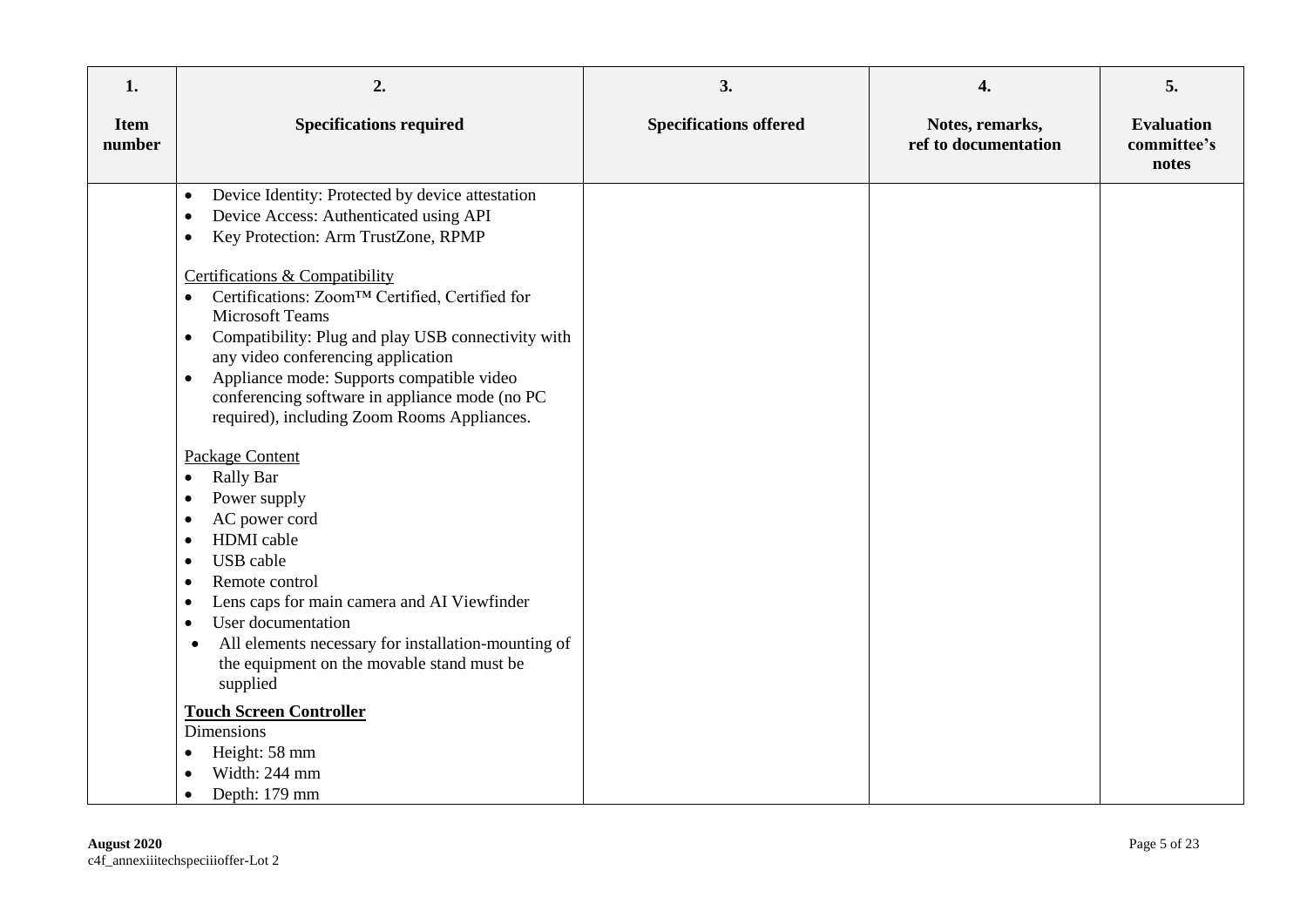| 1.<br><br>Item number | 2.<br><br>Specifications required | 3.<br><br>Specifications offered | 4.<br><br>Notes, remarks, ref to documentation | 5.<br><br>Evaluation committee's notes |
|---|---|---|---|---|
| | • Device Identity: Protected by device attestation<br>• Device Access: Authenticated using API<br>• Key Protection: Arm TrustZone, RPMP<br><br><u>Certifications & Compatibility</u><br>• Certifications: Zoom™ Certified, Certified for Microsoft Teams<br>• Compatibility: Plug and play USB connectivity with any video conferencing application<br>• Appliance mode: Supports compatible video conferencing software in appliance mode (no PC required), including Zoom Rooms Appliances.<br><br><u>Package Content</u><br>• Rally Bar<br>• Power supply<br>• AC power cord<br>• HDMI cable<br>• USB cable<br>• Remote control<br>• Lens caps for main camera and AI Viewfinder<br>• User documentation<br>• All elements necessary for installation-mounting of the equipment on the movable stand must be supplied<br><br>**<u>Touch Screen Controller</u>**<br>Dimensions<br>• Height: 58 mm<br>• Width: 244 mm<br>• Depth: 179 mm | | | |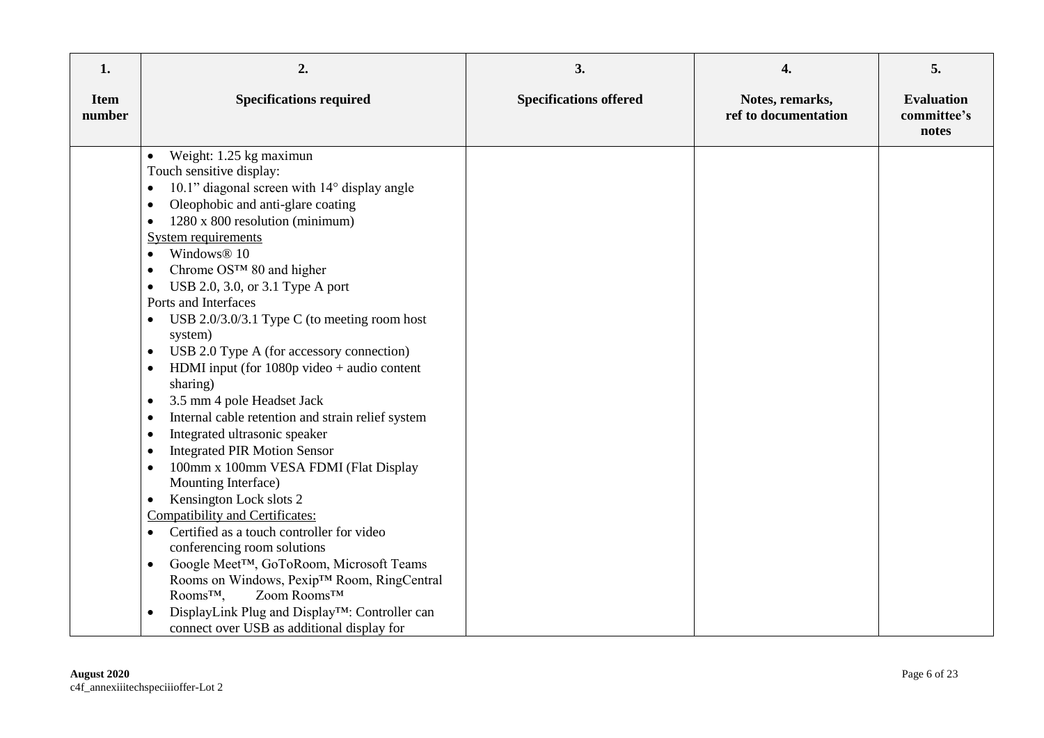| 1. Item number | 2. Specifications required | 3. Specifications offered | 4. Notes, remarks, ref to documentation | 5. Evaluation committee's notes |
|---|---|---|---|---|
| | • Weight: 1.25 kg maximun<br>Touch sensitive display:<br>• 10.1" diagonal screen with 14° display angle<br>• Oleophobic and anti-glare coating<br>• 1280 x 800 resolution (minimum)<br>System requirements<br>• Windows® 10<br>• Chrome OS™ 80 and higher<br>• USB 2.0, 3.0, or 3.1 Type A port<br>Ports and Interfaces<br>• USB 2.0/3.0/3.1 Type C (to meeting room host system)<br>• USB 2.0 Type A (for accessory connection)<br>• HDMI input (for 1080p video + audio content sharing)<br>• 3.5 mm 4 pole Headset Jack<br>• Internal cable retention and strain relief system<br>• Integrated ultrasonic speaker<br>• Integrated PIR Motion Sensor<br>• 100mm x 100mm VESA FDMI (Flat Display Mounting Interface)<br>• Kensington Lock slots 2<br>Compatibility and Certificates:<br>• Certified as a touch controller for video conferencing room solutions<br>• Google Meet™, GoToRoom, Microsoft Teams Rooms on Windows, Pexip™ Room, RingCentral Rooms™, Zoom Rooms™<br>• DisplayLink Plug and Display™: Controller can connect over USB as additional display for | | | |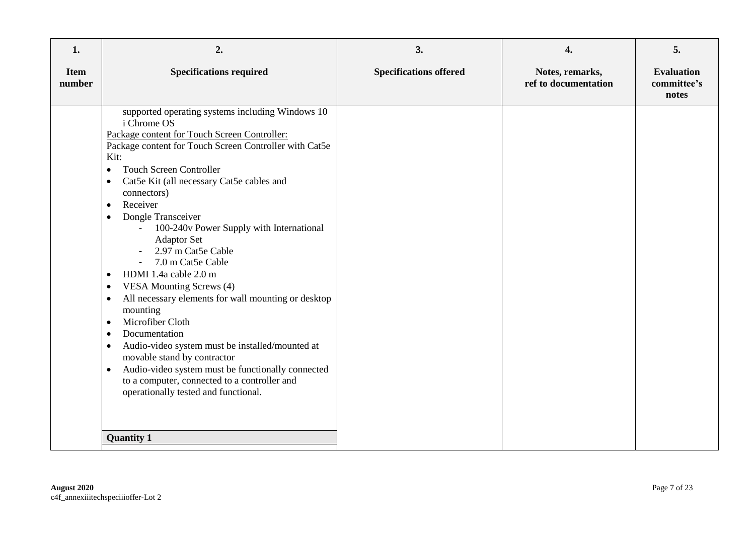| 1.<br><br>Item number | 2.<br><br>Specifications required | 3.<br><br>Specifications offered | 4.<br><br>Notes, remarks, ref to documentation | 5.<br><br>Evaluation committee's notes |
|---|---|---|---|---|
| | supported operating systems including Windows 10 i Chrome OS<br>Package content for Touch Screen Controller:<br>Package content for Touch Screen Controller with Cat5e Kit:<br>• Touch Screen Controller<br>• Cat5e Kit (all necessary Cat5e cables and connectors)<br>• Receiver<br>• Dongle Transceiver<br>- 100-240v Power Supply with International Adaptor Set<br>- 2.97 m Cat5e Cable<br>- 7.0 m Cat5e Cable<br>• HDMI 1.4a cable 2.0 m<br>• VESA Mounting Screws (4)<br>• All necessary elements for wall mounting or desktop mounting<br>• Microfiber Cloth<br>• Documentation<br>• Audio-video system must be installed/mounted at movable stand by contractor<br>• Audio-video system must be functionally connected to a computer, connected to a controller and operationally tested and functional. | | | |
| | **Quantity 1** | | | |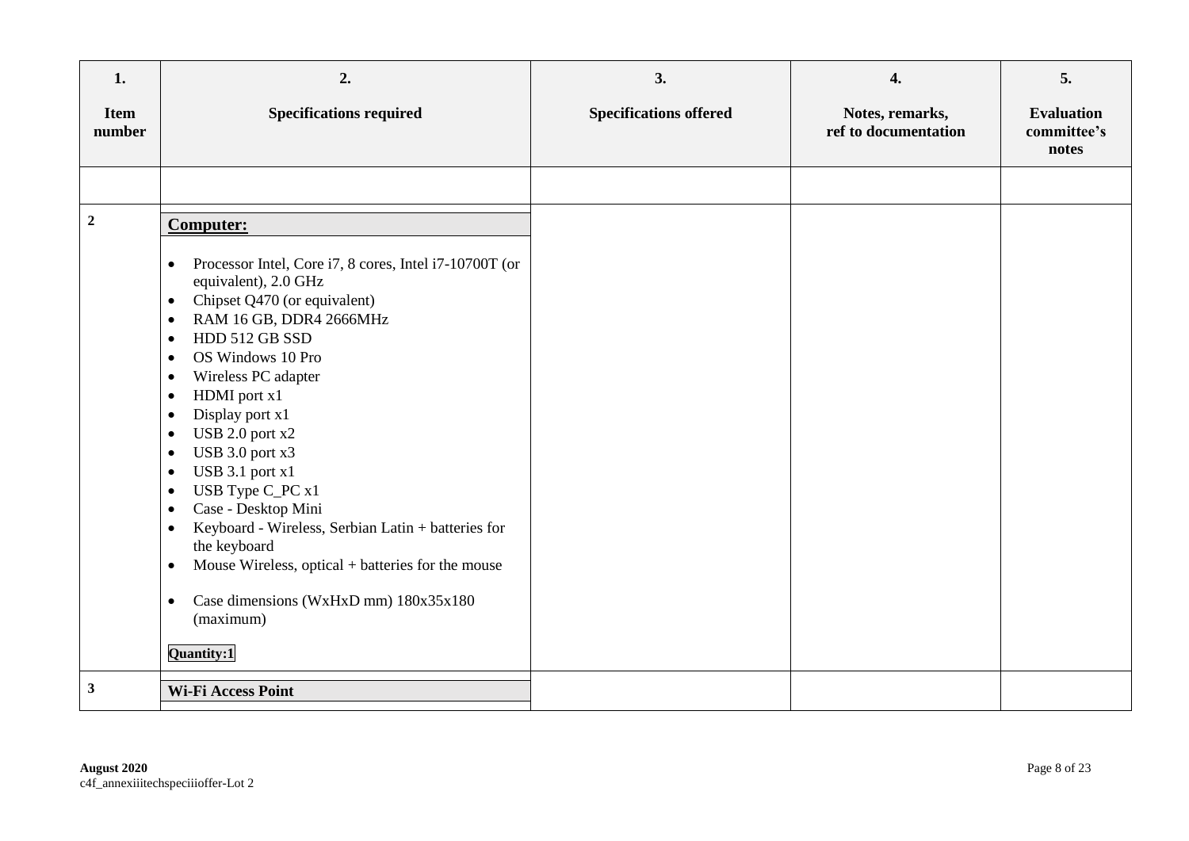| 1.<br><br>Item number | 2.<br><br>Specifications required | 3.<br><br>Specifications offered | 4.<br><br>Notes, remarks, ref to documentation | 5.<br><br>Evaluation committee's notes |
|---|---|---|---|---|
| | | | | |
| **2** | **Computer:**<br><br>• Processor Intel, Core i7, 8 cores, Intel i7-10700T (or equivalent), 2.0 GHz<br>• Chipset Q470 (or equivalent)<br>• RAM 16 GB, DDR4 2666MHz<br>• HDD 512 GB SSD<br>• OS Windows 10 Pro<br>• Wireless PC adapter<br>• HDMI port x1<br>• Display port x1<br>• USB 2.0 port x2<br>• USB 3.0 port x3<br>• USB 3.1 port x1<br>• USB Type C_PC x1<br>• Case - Desktop Mini<br>• Keyboard - Wireless, Serbian Latin + batteries for the keyboard<br>• Mouse Wireless, optical + batteries for the mouse<br>• Case dimensions (WxHxD mm) 180x35x180 (maximum)<br><br>**Quantity:1** | | | |
| **3** | **Wi-Fi Access Point** | | | |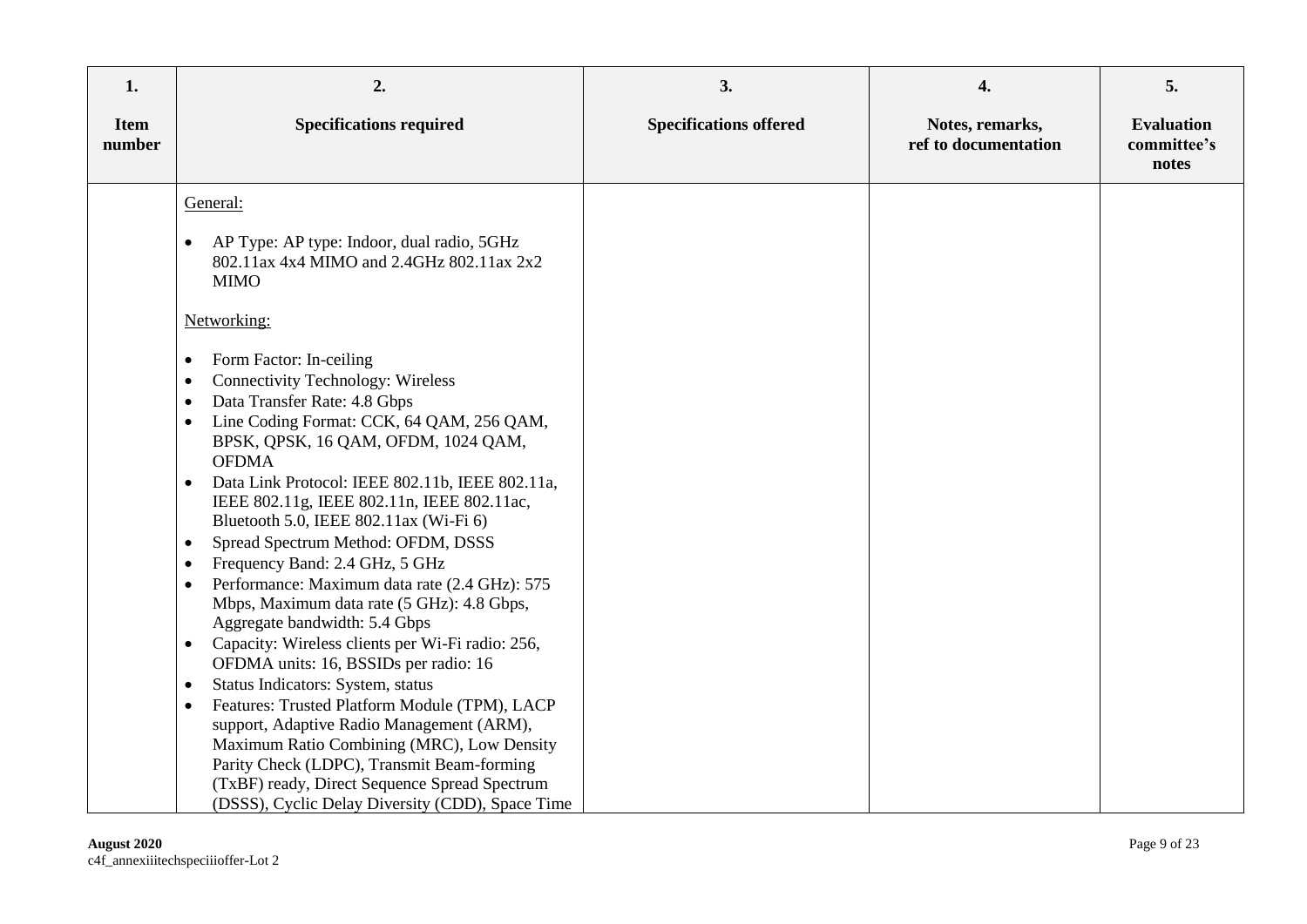| 1.<br><br>Item number | 2.<br><br>Specifications required | 3.<br><br>Specifications offered | 4.<br><br>Notes, remarks, ref to documentation | 5.<br><br>Evaluation committee's notes |
|---|---|---|---|---|
| | General:<br><br>• AP Type: AP type: Indoor, dual radio, 5GHz 802.11ax 4x4 MIMO and 2.4GHz 802.11ax 2x2 MIMO<br><br>Networking:<br><br>• Form Factor: In-ceiling<br>• Connectivity Technology: Wireless<br>• Data Transfer Rate: 4.8 Gbps<br>• Line Coding Format: CCK, 64 QAM, 256 QAM, BPSK, QPSK, 16 QAM, OFDM, 1024 QAM, OFDMA<br>• Data Link Protocol: IEEE 802.11b, IEEE 802.11a, IEEE 802.11g, IEEE 802.11n, IEEE 802.11ac, Bluetooth 5.0, IEEE 802.11ax (Wi-Fi 6)<br>• Spread Spectrum Method: OFDM, DSSS<br>• Frequency Band: 2.4 GHz, 5 GHz<br>• Performance: Maximum data rate (2.4 GHz): 575 Mbps, Maximum data rate (5 GHz): 4.8 Gbps, Aggregate bandwidth: 5.4 Gbps<br>• Capacity: Wireless clients per Wi-Fi radio: 256, OFDMA units: 16, BSSIDs per radio: 16<br>• Status Indicators: System, status<br>• Features: Trusted Platform Module (TPM), LACP support, Adaptive Radio Management (ARM), Maximum Ratio Combining (MRC), Low Density Parity Check (LDPC), Transmit Beam-forming (TxBF) ready, Direct Sequence Spread Spectrum (DSSS), Cyclic Delay Diversity (CDD), Space Time | | | |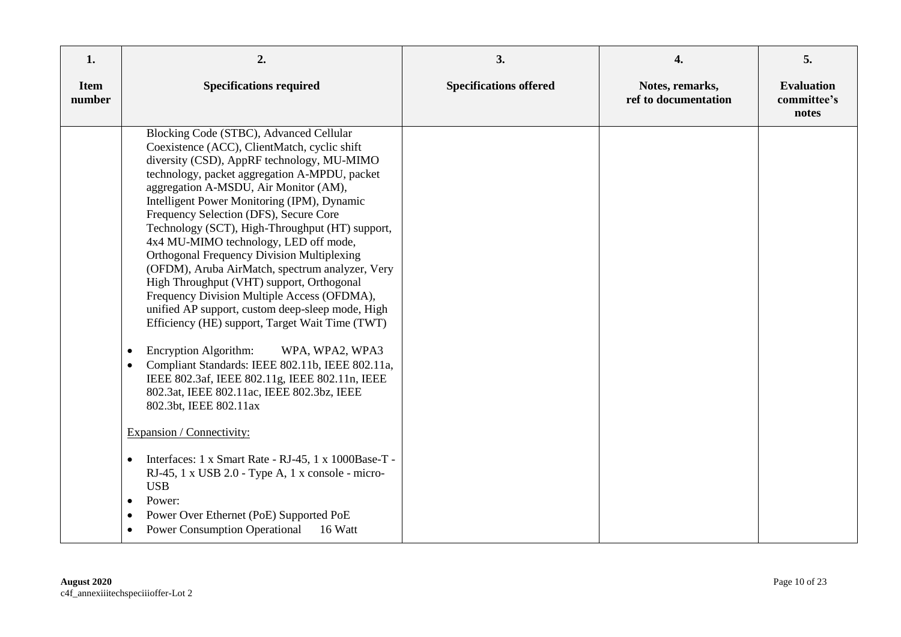| 1. Item number | 2. Specifications required | 3. Specifications offered | 4. Notes, remarks, ref to documentation | 5. Evaluation committee's notes |
|---|---|---|---|---|
| | Blocking Code (STBC), Advanced Cellular Coexistence (ACC), ClientMatch, cyclic shift diversity (CSD), AppRF technology, MU-MIMO technology, packet aggregation A-MPDU, packet aggregation A-MSDU, Air Monitor (AM), Intelligent Power Monitoring (IPM), Dynamic Frequency Selection (DFS), Secure Core Technology (SCT), High-Throughput (HT) support, 4x4 MU-MIMO technology, LED off mode, Orthogonal Frequency Division Multiplexing (OFDM), Aruba AirMatch, spectrum analyzer, Very High Throughput (VHT) support, Orthogonal Frequency Division Multiple Access (OFDMA), unified AP support, custom deep-sleep mode, High Efficiency (HE) support, Target Wait Time (TWT)<br><br>• Encryption Algorithm: WPA, WPA2, WPA3<br>• Compliant Standards: IEEE 802.11b, IEEE 802.11a, IEEE 802.3af, IEEE 802.11g, IEEE 802.11n, IEEE 802.3at, IEEE 802.11ac, IEEE 802.3bz, IEEE 802.3bt, IEEE 802.11ax<br><br>Expansion / Connectivity:<br><br>• Interfaces: 1 x Smart Rate - RJ-45, 1 x 1000Base-T - RJ-45, 1 x USB 2.0 - Type A, 1 x console - micro-USB<br>• Power:<br>• Power Over Ethernet (PoE) Supported PoE<br>• Power Consumption Operational 16 Watt | | | |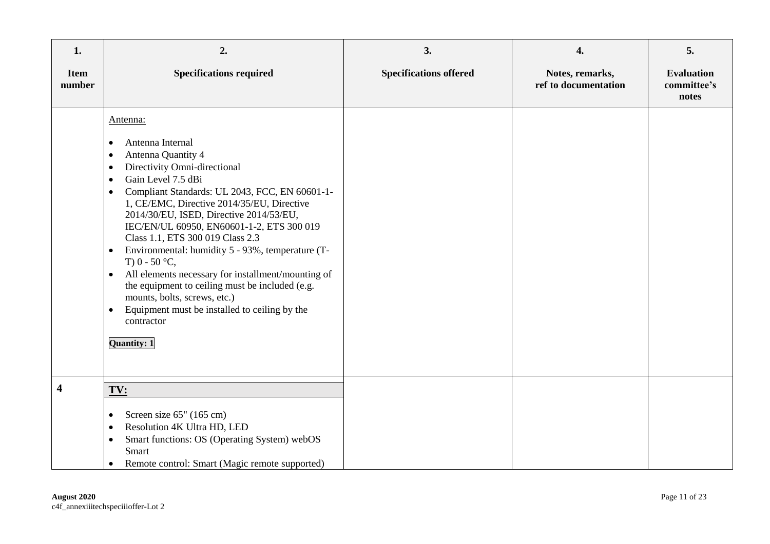| 1.<br><br>Item number | 2.<br><br>Specifications required | 3.<br><br>Specifications offered | 4.<br><br>Notes, remarks, ref to documentation | 5.<br><br>Evaluation committee's notes |
|---|---|---|---|---|
| | Antenna:<br><br>• Antenna Internal<br>• Antenna Quantity 4<br>• Directivity Omni-directional<br>• Gain Level 7.5 dBi<br>• Compliant Standards: UL 2043, FCC, EN 60601-1-1, CE/EMC, Directive 2014/35/EU, Directive 2014/30/EU, ISED, Directive 2014/53/EU, IEC/EN/UL 60950, EN60601-1-2, ETS 300 019 Class 1.1, ETS 300 019 Class 2.3<br>• Environmental: humidity 5 - 93%, temperature (T-T) 0 - 50 °C,<br>• All elements necessary for installment/mounting of the equipment to ceiling must be included (e.g. mounts, bolts, screws, etc.)<br>• Equipment must be installed to ceiling by the contractor<br><br>**Quantity: 1** | | | |
| **4** | **TV:**<br><br>• Screen size 65" (165 cm)<br>• Resolution 4K Ultra HD, LED<br>• Smart functions: OS (Operating System) webOS Smart<br>• Remote control: Smart (Magic remote supported) | | | |

**August 2020**
c4f_annexiiitechspeciioffer-Lot 2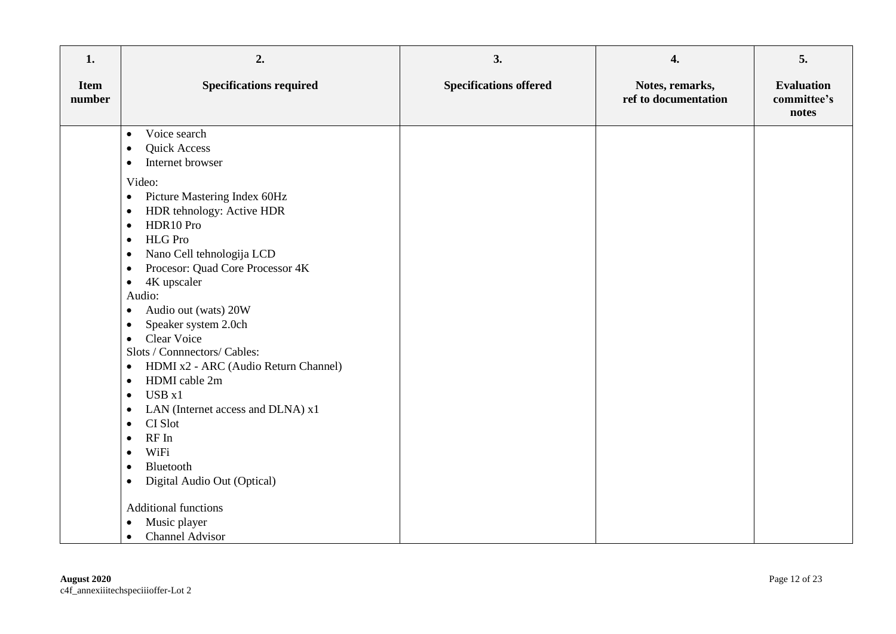| 1.<br><br>Item number | 2.<br><br>Specifications required | 3.<br><br>Specifications offered | 4.<br><br>Notes, remarks, ref to documentation | 5.<br><br>Evaluation committee's notes |
|---|---|---|---|---|
| | • Voice search<br>• Quick Access<br>• Internet browser<br><br>Video:<br>• Picture Mastering Index 60Hz<br>• HDR tehnology: Active HDR<br>• HDR10 Pro<br>• HLG Pro<br>• Nano Cell tehnologija LCD<br>• Procesor: Quad Core Processor 4K<br>• 4K upscaler<br>Audio:<br>• Audio out (wats) 20W<br>• Speaker system 2.0ch<br>• Clear Voice<br>Slots / Connnectors/ Cables:<br>• HDMI x2 - ARC (Audio Return Channel)<br>• HDMI cable 2m<br>• USB x1<br>• LAN (Internet access and DLNA) x1<br>• CI Slot<br>• RF In<br>• WiFi<br>• Bluetooth<br>• Digital Audio Out (Optical)<br><br>Additional functions<br>• Music player<br>• Channel Advisor | | | |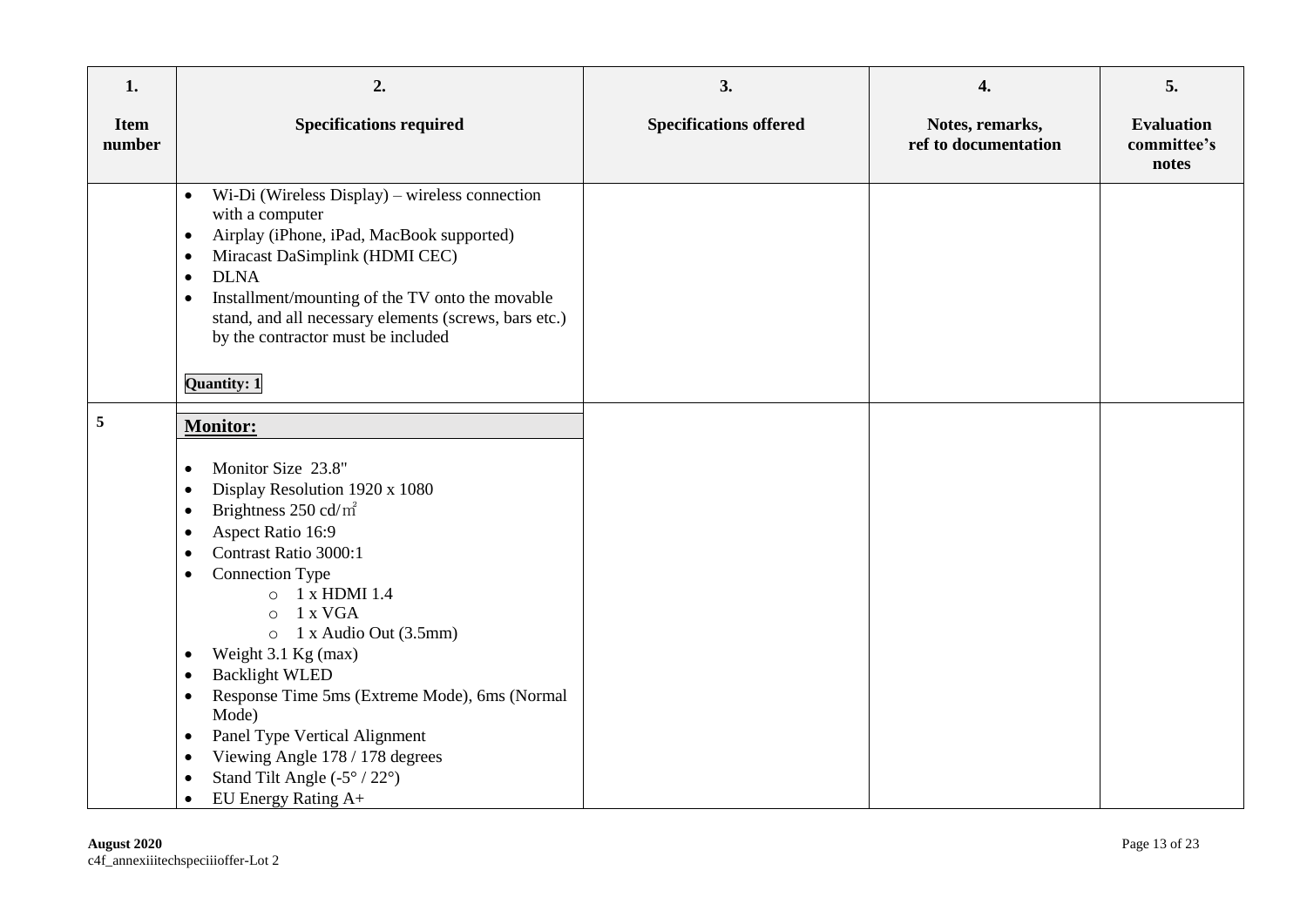| 1. Item number | 2. Specifications required | 3. Specifications offered | 4. Notes, remarks, ref to documentation | 5. Evaluation committee's notes |
|---|---|---|---|---|
| | • Wi-Di (Wireless Display) – wireless connection with a computer<br>• Airplay (iPhone, iPad, MacBook supported)<br>• Miracast DaSimplink (HDMI CEC)<br>• DLNA<br>• Installment/mounting of the TV onto the movable stand, and all necessary elements (screws, bars etc.) by the contractor must be included<br><br>**Quantity: 1** | | | |
| 5 | **<u>Monitor:</u>**<br><br>• Monitor Size 23.8"<br>• Display Resolution 1920 x 1080<br>• Brightness 250 cd/㎡<br>• Aspect Ratio 16:9<br>• Contrast Ratio 3000:1<br>• Connection Type<br>  ○ 1 x HDMI 1.4<br>  ○ 1 x VGA<br>  ○ 1 x Audio Out (3.5mm)<br>• Weight 3.1 Kg (max)<br>• Backlight WLED<br>• Response Time 5ms (Extreme Mode), 6ms (Normal Mode)<br>• Panel Type Vertical Alignment<br>• Viewing Angle 178 / 178 degrees<br>• Stand Tilt Angle (-5° / 22°)<br>• EU Energy Rating A+ | | | |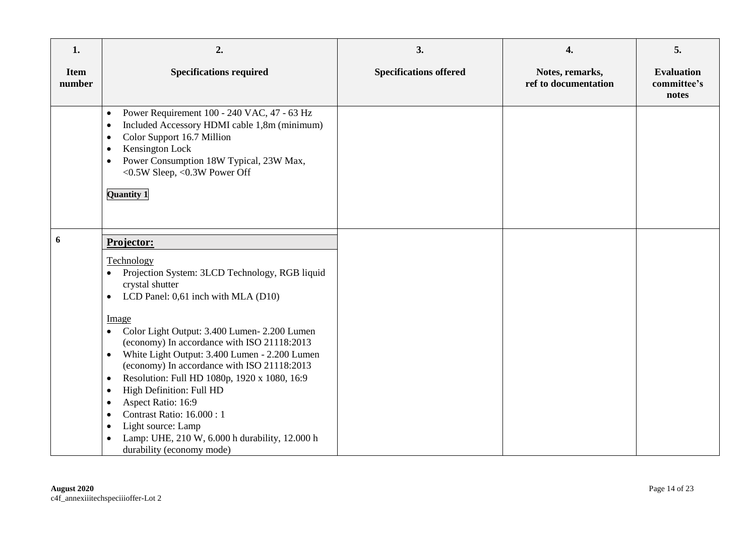| 1. Item number | 2. Specifications required | 3. Specifications offered | 4. Notes, remarks, ref to documentation | 5. Evaluation committee's notes |
|---|---|---|---|---|
| | • Power Requirement 100 - 240 VAC, 47 - 63 Hz<br>• Included Accessory HDMI cable 1,8m (minimum)<br>• Color Support 16.7 Million<br>• Kensington Lock<br>• Power Consumption 18W Typical, 23W Max, <0.5W Sleep, <0.3W Power Off<br><br>**Quantity 1** | | | |
| **6** | **Projector:**<br><br>Technology<br>• Projection System: 3LCD Technology, RGB liquid crystal shutter<br>• LCD Panel: 0,61 inch with MLA (D10)<br><br>Image<br>• Color Light Output: 3.400 Lumen- 2.200 Lumen (economy) In accordance with ISO 21118:2013<br>• White Light Output: 3.400 Lumen - 2.200 Lumen (economy) In accordance with ISO 21118:2013<br>• Resolution: Full HD 1080p, 1920 x 1080, 16:9<br>• High Definition: Full HD<br>• Aspect Ratio: 16:9<br>• Contrast Ratio: 16.000 : 1<br>• Light source: Lamp<br>• Lamp: UHE, 210 W, 6.000 h durability, 12.000 h durability (economy mode) | | | |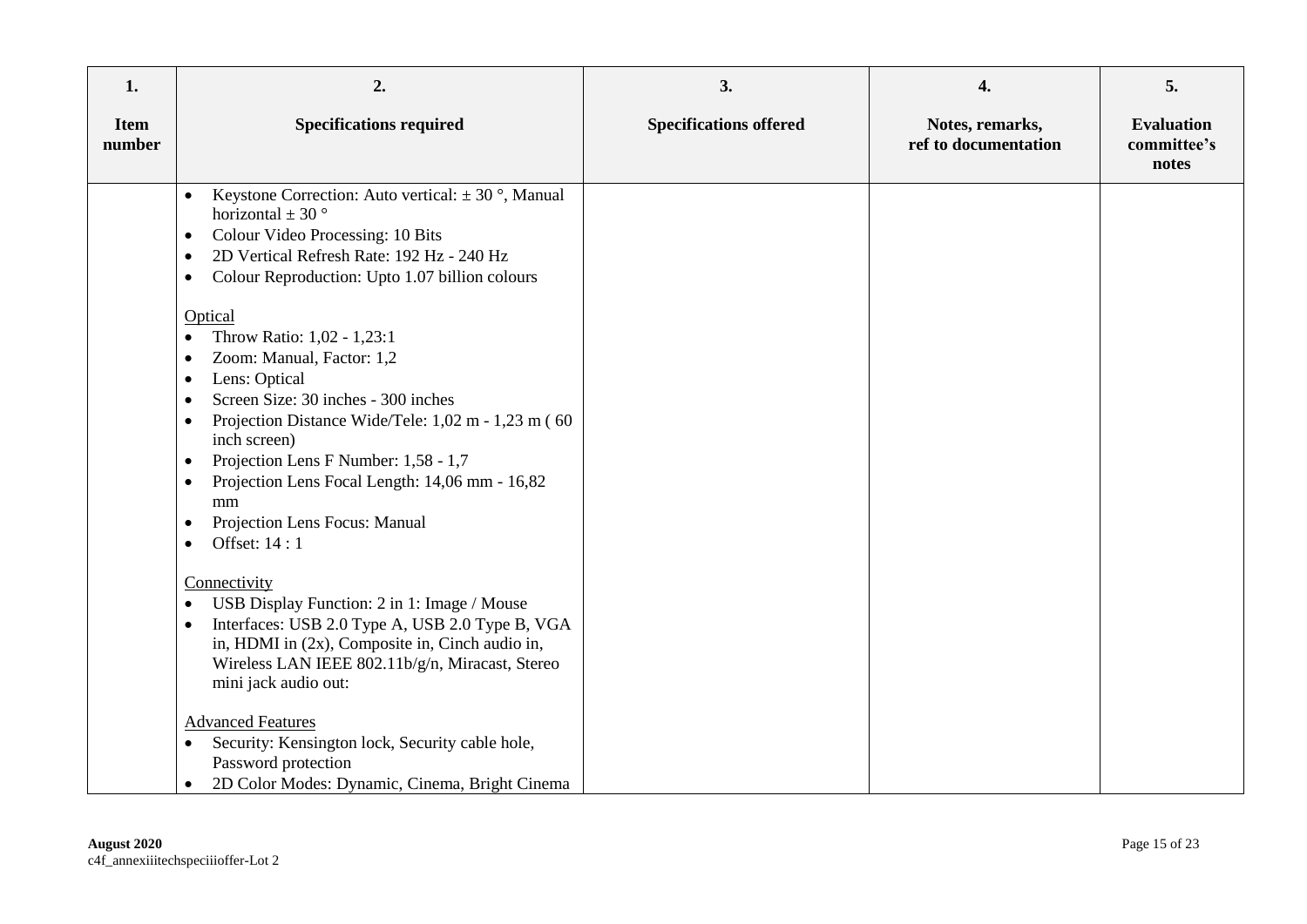| 1.<br><br>Item number | 2.<br><br>Specifications required | 3.<br><br>Specifications offered | 4.<br><br>Notes, remarks, ref to documentation | 5.<br><br>Evaluation committee's notes |
|---|---|---|---|---|
| | • Keystone Correction: Auto vertical: ± 30 °, Manual horizontal ± 30 °<br>• Colour Video Processing: 10 Bits<br>• 2D Vertical Refresh Rate: 192 Hz - 240 Hz<br>• Colour Reproduction: Upto 1.07 billion colours<br><br>Optical<br>• Throw Ratio: 1,02 - 1,23:1<br>• Zoom: Manual, Factor: 1,2<br>• Lens: Optical<br>• Screen Size: 30 inches - 300 inches<br>• Projection Distance Wide/Tele: 1,02 m - 1,23 m ( 60 inch screen)<br>• Projection Lens F Number: 1,58 - 1,7<br>• Projection Lens Focal Length: 14,06 mm - 16,82 mm<br>• Projection Lens Focus: Manual<br>• Offset: 14 : 1<br><br>Connectivity<br>• USB Display Function: 2 in 1: Image / Mouse<br>• Interfaces: USB 2.0 Type A, USB 2.0 Type B, VGA in, HDMI in (2x), Composite in, Cinch audio in, Wireless LAN IEEE 802.11b/g/n, Miracast, Stereo mini jack audio out:<br><br>Advanced Features<br>• Security: Kensington lock, Security cable hole, Password protection<br>• 2D Color Modes: Dynamic, Cinema, Bright Cinema | | | |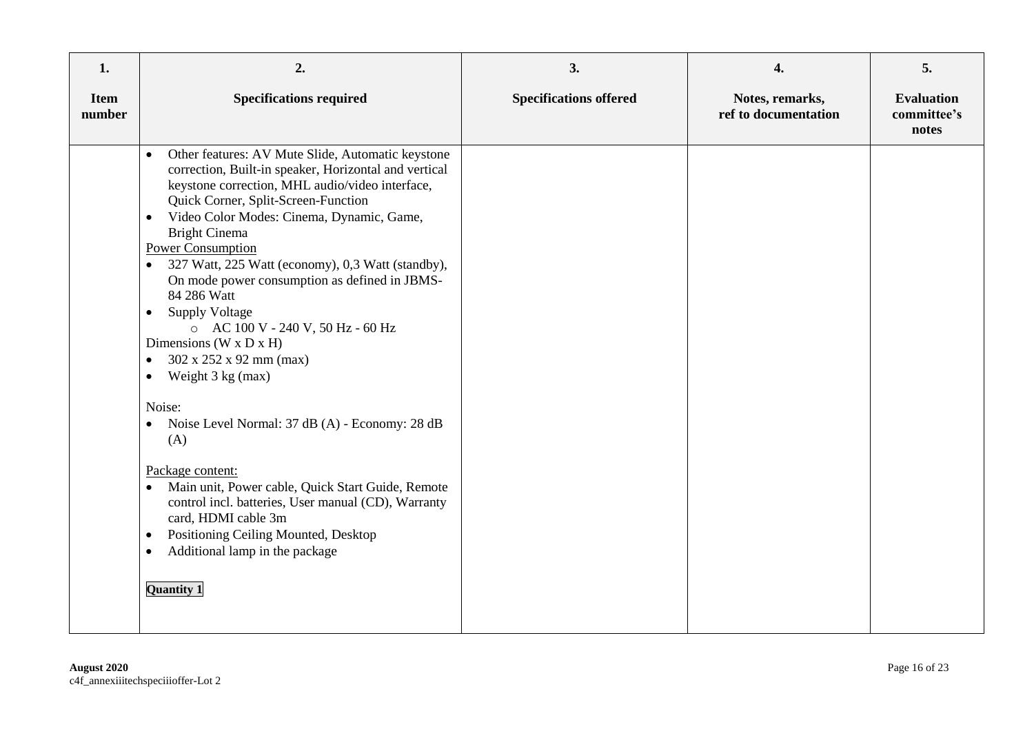| 1.<br><br>**Item number** | 2.<br><br>**Specifications required** | 3.<br><br>**Specifications offered** | 4.<br><br>**Notes, remarks, ref to documentation** | 5.<br><br>**Evaluation committee's notes** |
|---|---|---|---|---|
| | • Other features: AV Mute Slide, Automatic keystone correction, Built-in speaker, Horizontal and vertical keystone correction, MHL audio/video interface, Quick Corner, Split-Screen-Function<br>• Video Color Modes: Cinema, Dynamic, Game, Bright Cinema<br>Power Consumption<br>• 327 Watt, 225 Watt (economy), 0,3 Watt (standby), On mode power consumption as defined in JBMS-84 286 Watt<br>• Supply Voltage<br>  ○ AC 100 V - 240 V, 50 Hz - 60 Hz<br>Dimensions (W x D x H)<br>• 302 x 252 x 92 mm (max)<br>• Weight 3 kg (max)<br><br>Noise:<br>• Noise Level Normal: 37 dB (A) - Economy: 28 dB (A)<br><br>Package content:<br>• Main unit, Power cable, Quick Start Guide, Remote control incl. batteries, User manual (CD), Warranty card, HDMI cable 3m<br>• Positioning Ceiling Mounted, Desktop<br>• Additional lamp in the package<br><br>**Quantity 1** | | | |

**August 2020**
c4f_annexiiitechspeciiioffer-Lot 2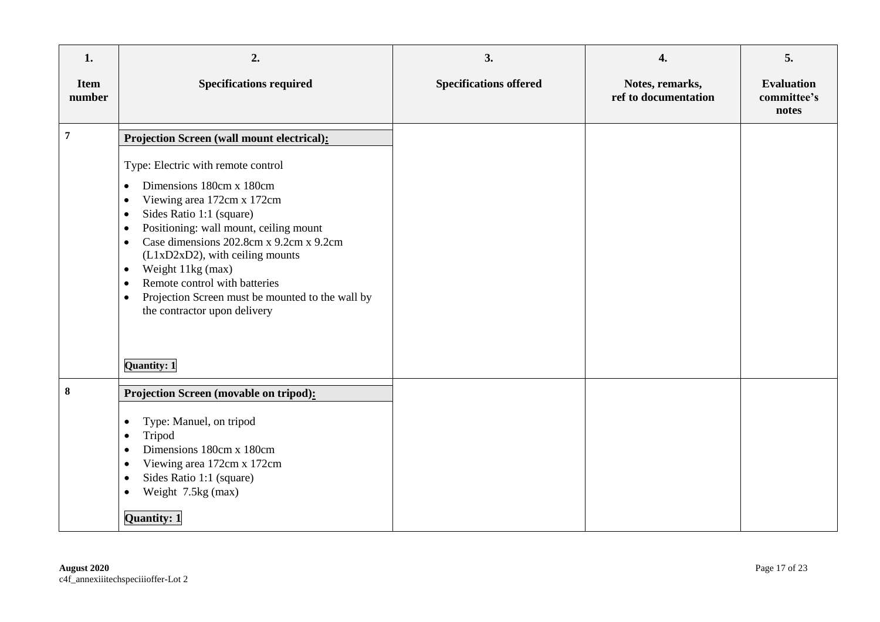| 1.<br><br>Item number | 2.<br><br>Specifications required | 3.<br><br>Specifications offered | 4.<br><br>Notes, remarks, ref to documentation | 5.<br><br>Evaluation committee's notes |
|---|---|---|---|---|
| 7 | **Projection Screen (wall mount electrical):**<br><br>Type: Electric with remote control<br><br>• Dimensions 180cm x 180cm<br>• Viewing area 172cm x 172cm<br>• Sides Ratio 1:1 (square)<br>• Positioning: wall mount, ceiling mount<br>• Case dimensions 202.8cm x 9.2cm x 9.2cm (L1xD2xD2), with ceiling mounts<br>• Weight 11kg (max)<br>• Remote control with batteries<br>• Projection Screen must be mounted to the wall by the contractor upon delivery<br><br>**Quantity: 1** | | | |
| 8 | **Projection Screen (movable on tripod):**<br><br>• Type: Manuel, on tripod<br>• Tripod<br>• Dimensions 180cm x 180cm<br>• Viewing area 172cm x 172cm<br>• Sides Ratio 1:1 (square)<br>• Weight 7.5kg (max)<br><br>**Quantity: 1** | | | |

**August 2020**
c4f_annexiiitechspeciioffer-Lot 2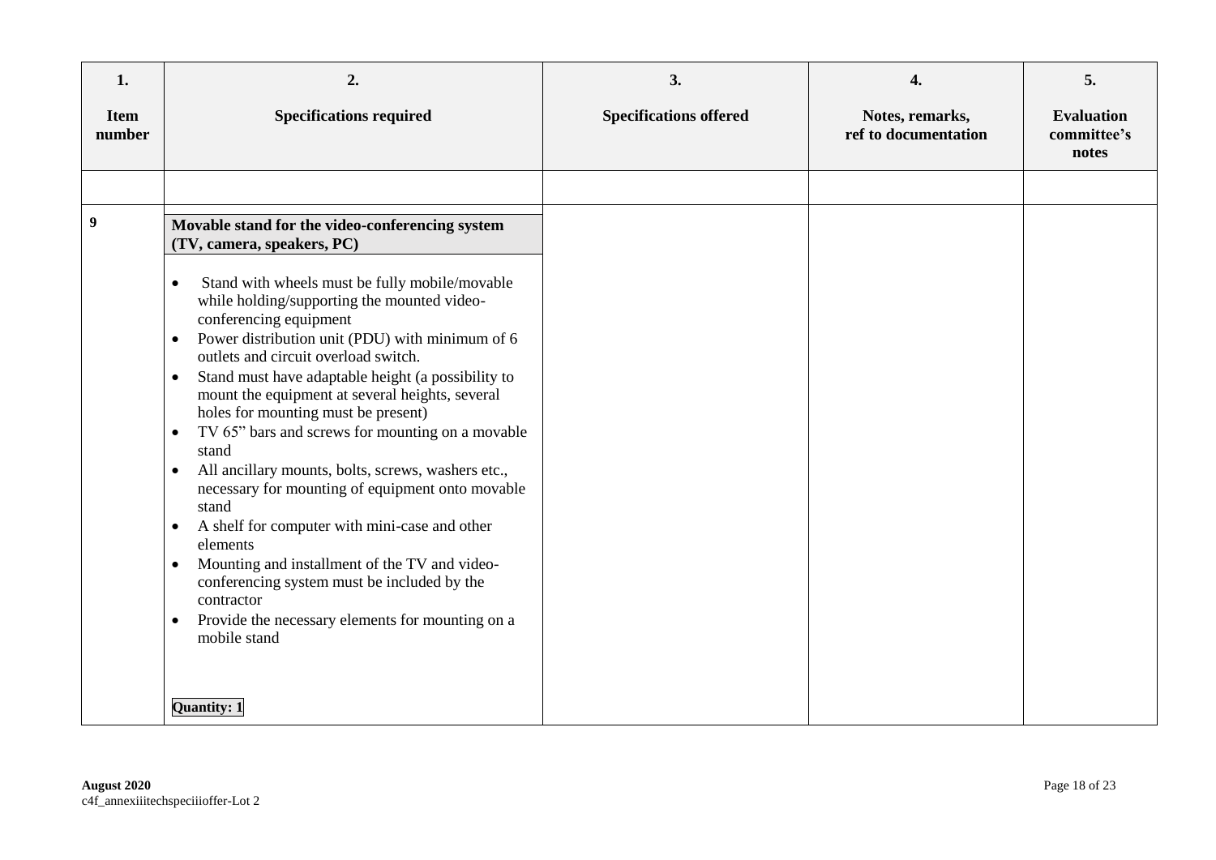| 1.<br><br>Item number | 2.<br><br>Specifications required | 3.<br><br>Specifications offered | 4.<br><br>Notes, remarks, ref to documentation | 5.<br><br>Evaluation committee's notes |
|---|---|---|---|---|
| | | | | |
| 9 | **Movable stand for the video-conferencing system (TV, camera, speakers, PC)**<br><br>• Stand with wheels must be fully mobile/movable while holding/supporting the mounted video-conferencing equipment<br>• Power distribution unit (PDU) with minimum of 6 outlets and circuit overload switch.<br>• Stand must have adaptable height (a possibility to mount the equipment at several heights, several holes for mounting must be present)<br>• TV 65" bars and screws for mounting on a movable stand<br>• All ancillary mounts, bolts, screws, washers etc., necessary for mounting of equipment onto movable stand<br>• A shelf for computer with mini-case and other elements<br>• Mounting and installment of the TV and video-conferencing system must be included by the contractor<br>• Provide the necessary elements for mounting on a mobile stand<br><br>**Quantity: 1** | | | |

**August 2020**
c4f_annexiiitechspeciioffer-Lot 2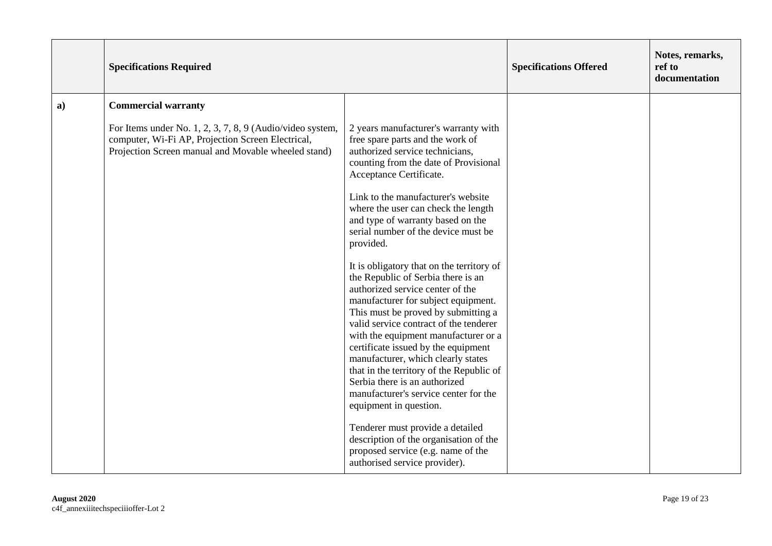|  | **Specifications Required** |  | **Specifications Offered** | **Notes, remarks, ref to documentation** |
|---|---|---|---|---|
| **a)** | **Commercial warranty**<br><br>For Items under No. 1, 2, 3, 7, 8, 9 (Audio/video system, computer, Wi-Fi AP, Projection Screen Electrical, Projection Screen manual and Movable wheeled stand) | 2 years manufacturer's warranty with free spare parts and the work of authorized service technicians, counting from the date of Provisional Acceptance Certificate.<br><br>Link to the manufacturer's website where the user can check the length and type of warranty based on the serial number of the device must be provided.<br><br>It is obligatory that on the territory of the Republic of Serbia there is an authorized service center of the manufacturer for subject equipment. This must be proved by submitting a valid service contract of the tenderer with the equipment manufacturer or a certificate issued by the equipment manufacturer, which clearly states that in the territory of the Republic of Serbia there is an authorized manufacturer's service center for the equipment in question.<br><br>Tenderer must provide a detailed description of the organisation of the proposed service (e.g. name of the authorised service provider). |  |  |

**August 2020**
c4f_annexiiitechspeciiioffer-Lot 2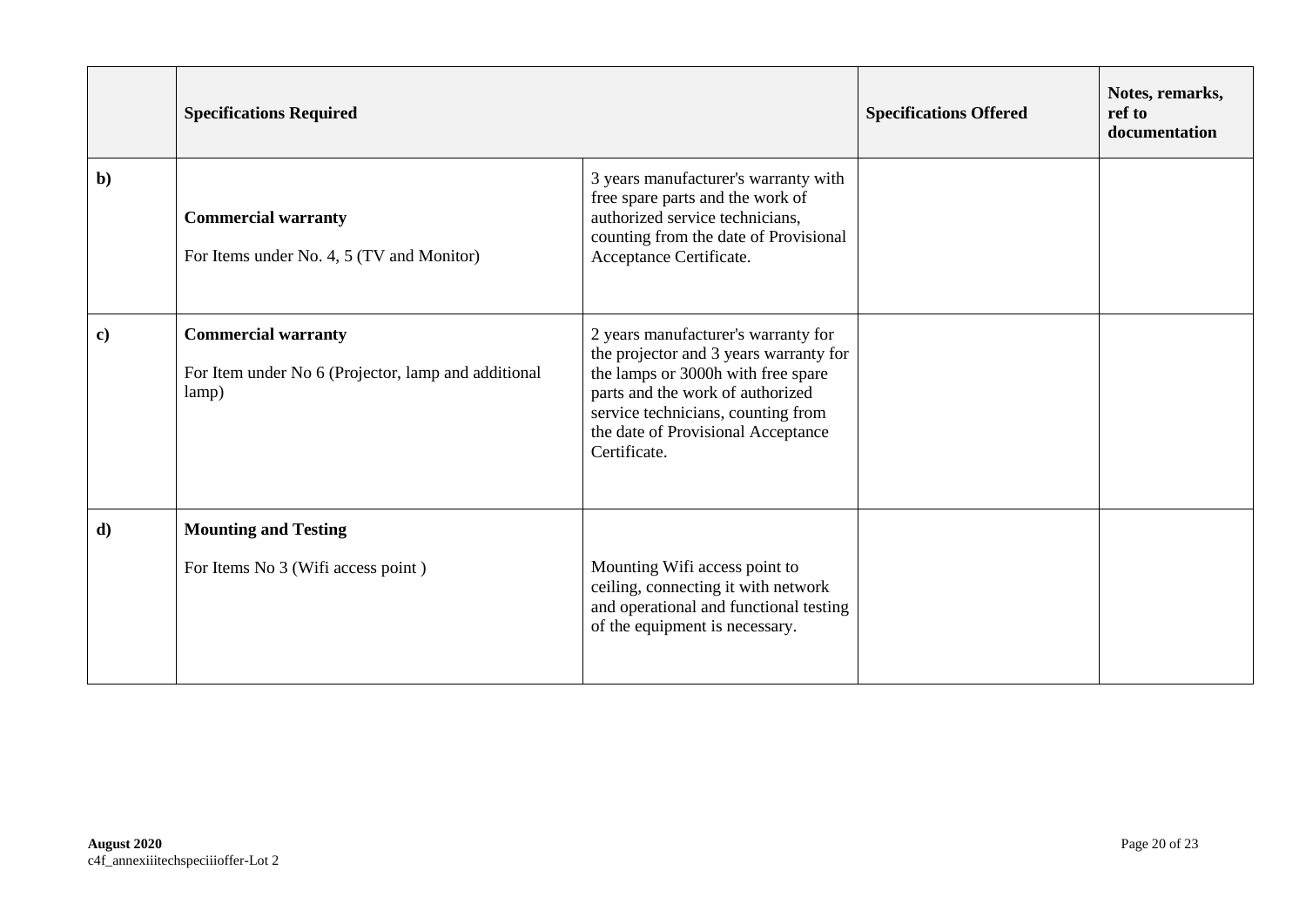| | Specifications Required | | Specifications Offered | Notes, remarks, ref to documentation |
|---|---|---|---|---|
| **b)** | **Commercial warranty**<br>For Items under No. 4, 5 (TV and Monitor) | 3 years manufacturer's warranty with free spare parts and the work of authorized service technicians, counting from the date of Provisional Acceptance Certificate. | | |
| **c)** | **Commercial warranty**<br>For Item under No 6 (Projector, lamp and additional lamp) | 2 years manufacturer's warranty for the projector and 3 years warranty for the lamps or 3000h with free spare parts and the work of authorized service technicians, counting from the date of Provisional Acceptance Certificate. | | |
| **d)** | **Mounting and Testing**<br>For Items No 3 (Wifi access point ) | Mounting Wifi access point to ceiling, connecting it with network and operational and functional testing of the equipment is necessary. | | |

**August 2020**
c4f_annexiiitechspeciiioffer-Lot 2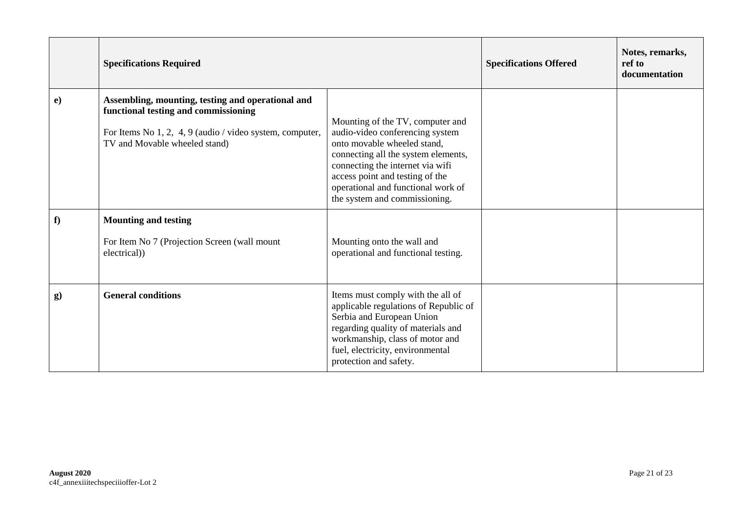|  | **Specifications Required** |  | **Specifications Offered** | **Notes, remarks, ref to documentation** |
|---|---|---|---|---|
| **e)** | **Assembling, mounting, testing and operational and functional testing and commissioning**<br>For Items No 1, 2, 4, 9 (audio / video system, computer, TV and Movable wheeled stand) | Mounting of the TV, computer and audio-video conferencing system onto movable wheeled stand, connecting all the system elements, connecting the internet via wifi access point and testing of the operational and functional work of the system and commissioning. |  |  |
| **f)** | **Mounting and testing**<br>For Item No 7 (Projection Screen (wall mount electrical)) | Mounting onto the wall and operational and functional testing. |  |  |
| **g)** | **General conditions** | Items must comply with the all of applicable regulations of Republic of Serbia and European Union regarding quality of materials and workmanship, class of motor and fuel, electricity, environmental protection and safety. |  |  |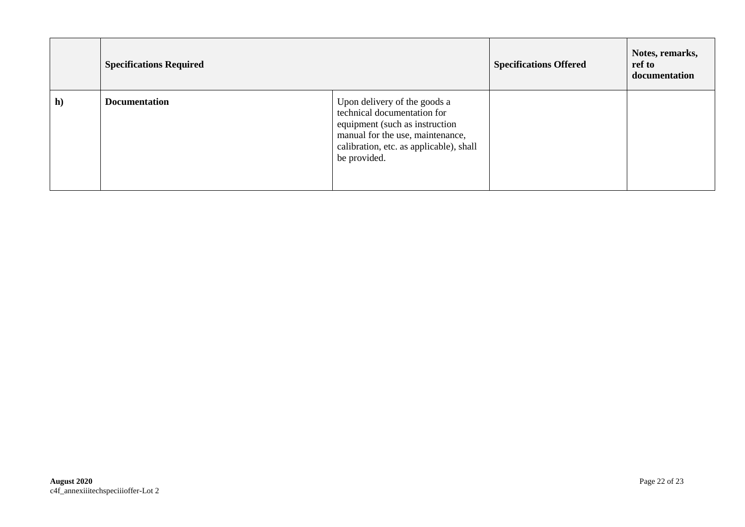| | **Specifications Required** | | **Specifications Offered** | **Notes, remarks, ref to documentation** |
|---|---|---|---|---|
| **h)** | **Documentation** | Upon delivery of the goods a technical documentation for equipment (such as instruction manual for the use, maintenance, calibration, etc. as applicable), shall be provided. | | |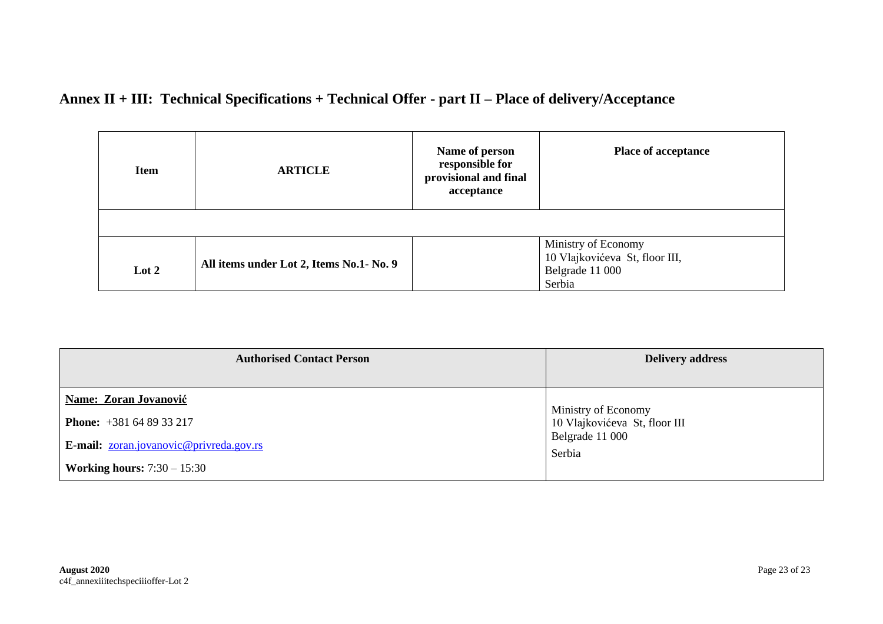## Annex II + III: Technical Specifications + Technical Offer - part II – Place of delivery/Acceptance

| Item | ARTICLE | Name of person responsible for provisional and final acceptance | Place of acceptance |
|---|---|---|---|
| | | | |
| Lot 2 | All items under Lot 2, Items No.1- No. 9 | | Ministry of Economy<br>10 Vlajkovićeva St, floor III,<br>Belgrade 11 000<br>Serbia |

| Authorised Contact Person | Delivery address |
|---|---|
| **Name: Zoran Jovanović**<br>**Phone:** +381 64 89 33 217<br>**E-mail:** zoran.jovanovic@privreda.gov.rs<br>**Working hours:** 7:30 – 15:30 | Ministry of Economy<br>10 Vlajkovićeva St, floor III<br>Belgrade 11 000<br>Serbia |

**August 2020**
c4f_annexiiitechspeciioffer-Lot 2